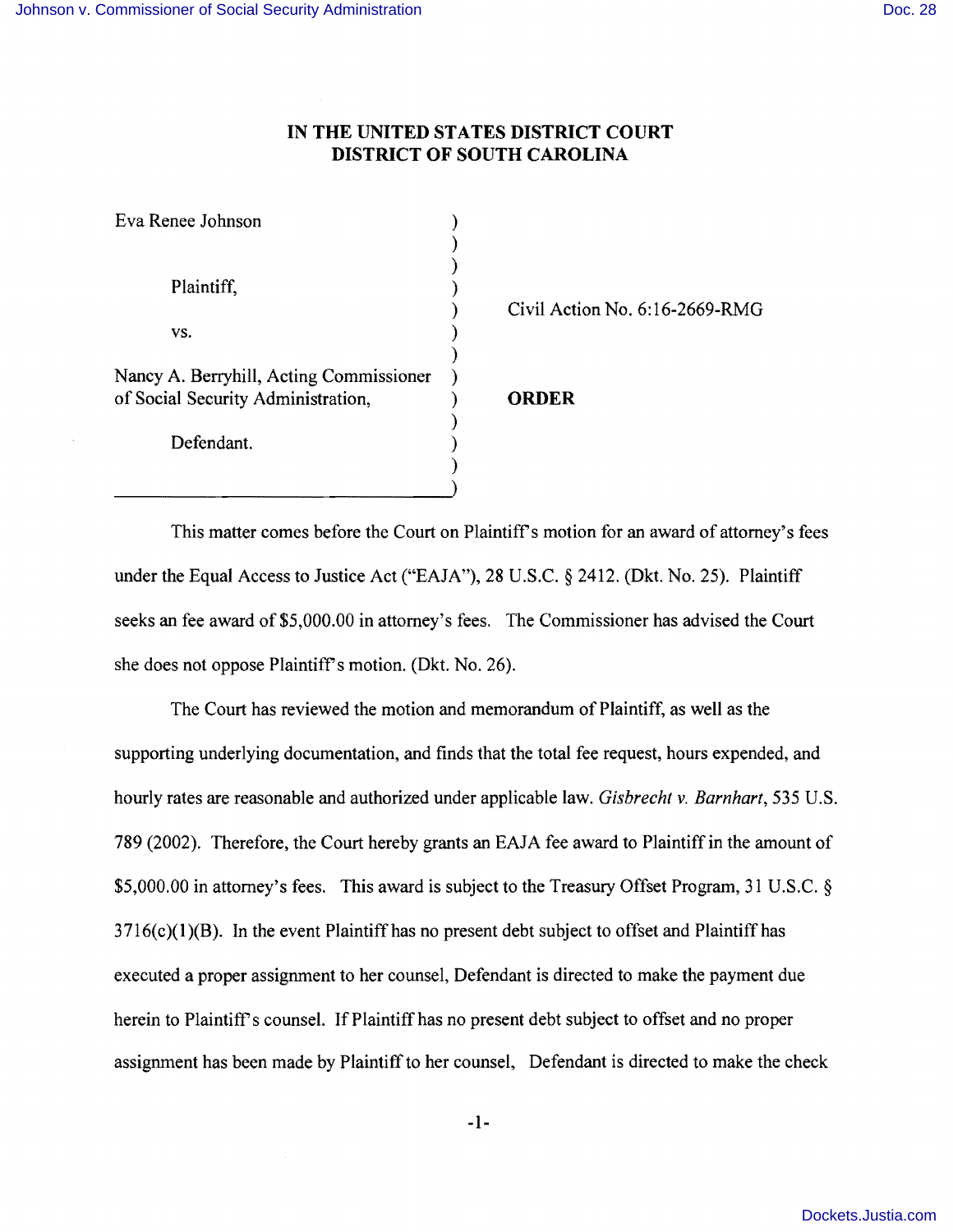# IN THE UNITED STATES DISTRICT COURT
# DISTRICT OF SOUTH CAROLINA

| | | |
|---|---|---|
| Eva Renee Johnson | ) | |
| Plaintiff, | ) | Civil Action No. 6:16-2669-RMG |
| vs. | ) | |
| Nancy A. Berryhill, Acting Commissioner of Social Security Administration, | ) | **ORDER** |
| Defendant. | ) | |

This matter comes before the Court on Plaintiff's motion for an award of attorney's fees under the Equal Access to Justice Act ("EAJA"), 28 U.S.C. § 2412. (Dkt. No. 25). Plaintiff seeks an fee award of $5,000.00 in attorney's fees. The Commissioner has advised the Court she does not oppose Plaintiff's motion. (Dkt. No. 26).

The Court has reviewed the motion and memorandum of Plaintiff, as well as the supporting underlying documentation, and finds that the total fee request, hours expended, and hourly rates are reasonable and authorized under applicable law. *Gisbrecht v. Barnhart*, 535 U.S. 789 (2002). Therefore, the Court hereby grants an EAJA fee award to Plaintiff in the amount of $5,000.00 in attorney's fees. This award is subject to the Treasury Offset Program, 31 U.S.C. § 3716(c)(1)(B). In the event Plaintiff has no present debt subject to offset and Plaintiff has executed a proper assignment to her counsel, Defendant is directed to make the payment due herein to Plaintiff's counsel. If Plaintiff has no present debt subject to offset and no proper assignment has been made by Plaintiff to her counsel, Defendant is directed to make the check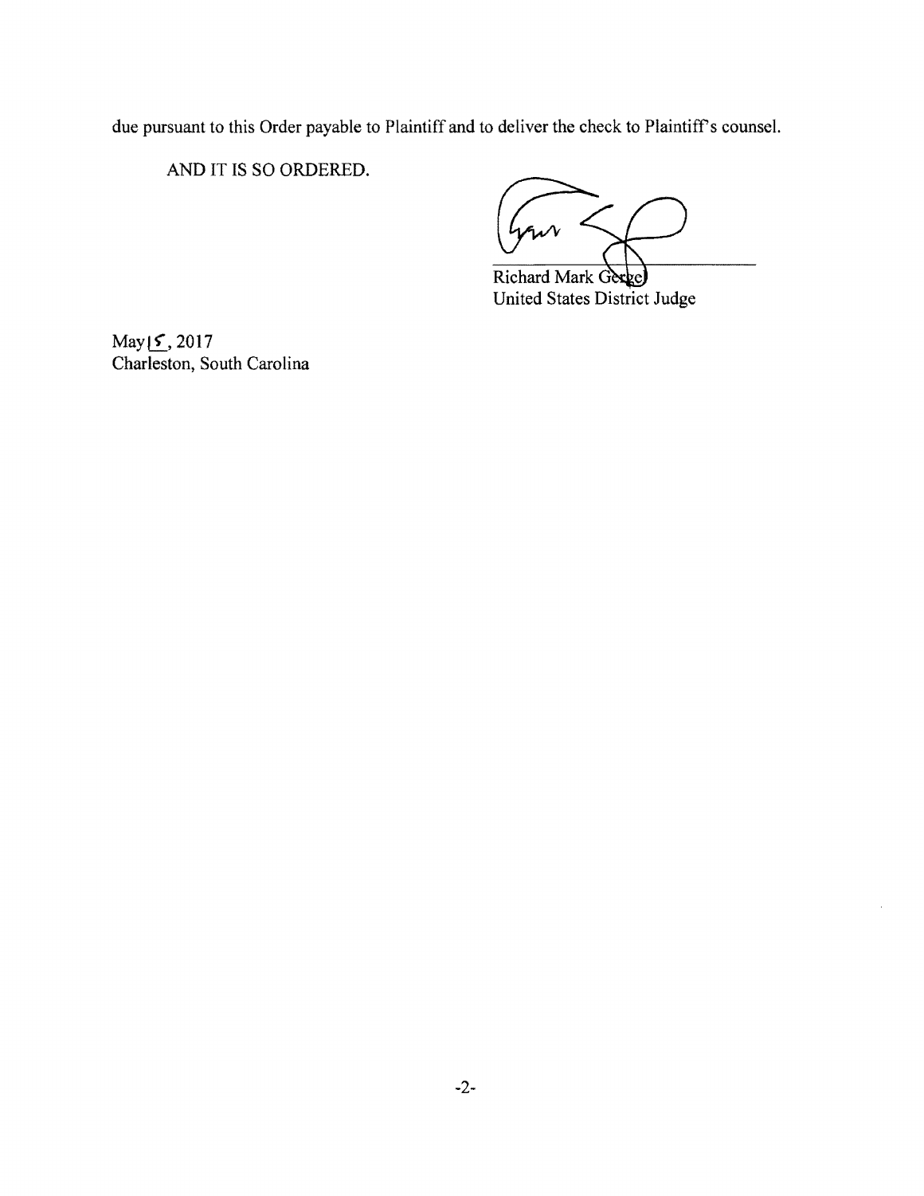due pursuant to this Order payable to Plaintiff and to deliver the check to Plaintiff's counsel.

AND IT IS SO ORDERED.

Richard Mark Gergel
United States District Judge

May 15, 2017
Charleston, South Carolina